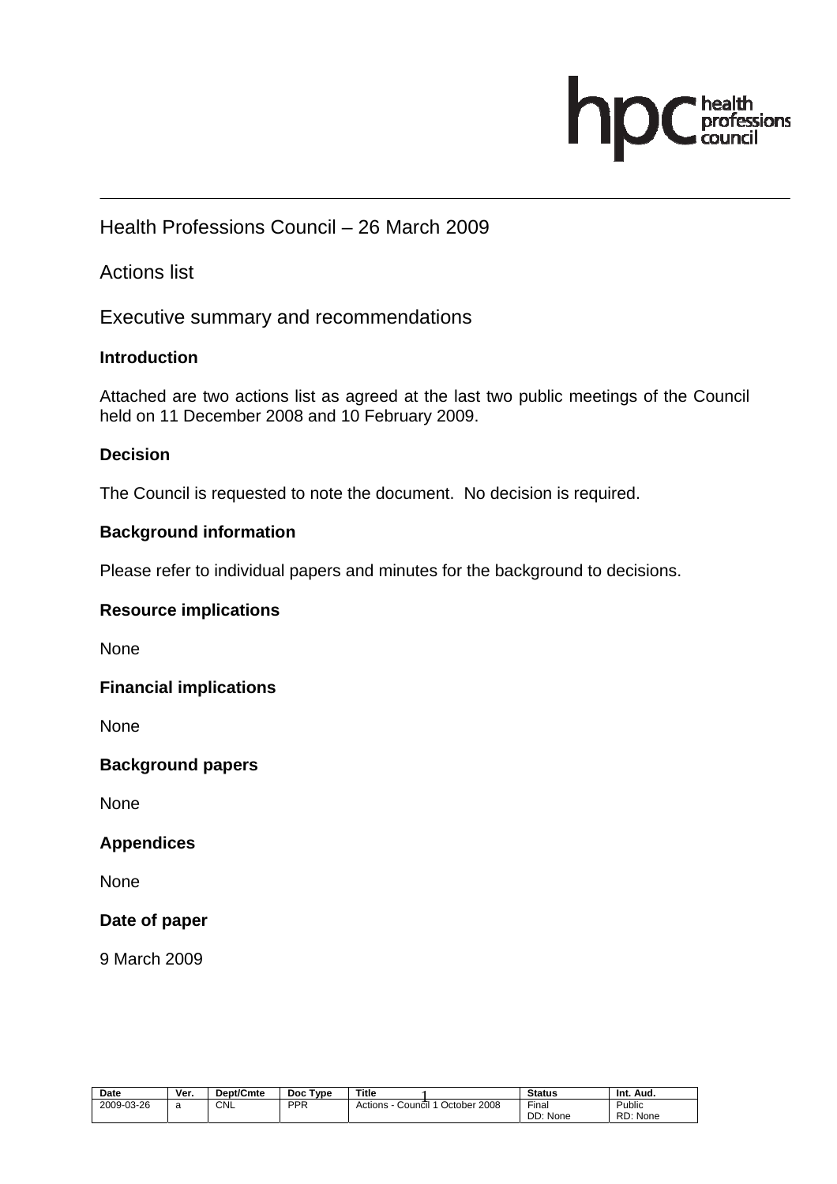# Health Professions Council – 26 March 2009

## Actions list

## Executive summary and recommendations

**Introduction**

Attached are two actions list as agreed at the last two public meetings of the Council held on 11 December 2008 and 10 February 2009.

**Decision**

The Council is requested to note the document. No decision is required.

**Background information**

Please refer to individual papers and minutes for the background to decisions.

**Resource implications**

None

**Financial implications**

None

**Background papers**

None

**Appendices**

None

**Date of paper**

9 March 2009

| Date | Ver. | Dept/Cmte | Doc Type | Title | Status | Int. Aud. |
|---|---|---|---|---|---|---|
| 2009-03-26 | a | CNL | PPR | Actions - Council 1 October 2008 | Final DD: None | Public RD: None |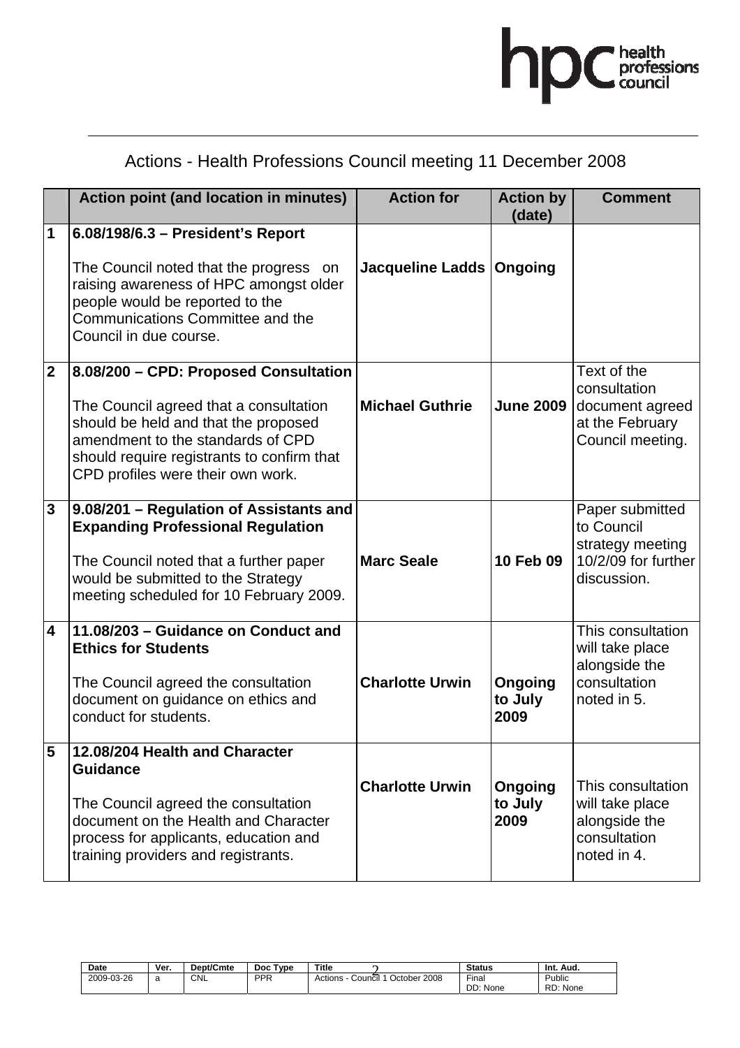# Actions - Health Professions Council meeting 11 December 2008

| | Action point (and location in minutes) | Action for | Action by (date) | Comment |
|---|---|---|---|---|
| 1 | **6.08/198/6.3 – President's Report**<br><br>The Council noted that the progress on raising awareness of HPC amongst older people would be reported to the Communications Committee and the Council in due course. | **Jacqueline Ladds** | **Ongoing** | |
| 2 | **8.08/200 – CPD: Proposed Consultation**<br><br>The Council agreed that a consultation should be held and that the proposed amendment to the standards of CPD should require registrants to confirm that CPD profiles were their own work. | **Michael Guthrie** | **June 2009** | Text of the consultation document agreed at the February Council meeting. |
| 3 | **9.08/201 – Regulation of Assistants and Expanding Professional Regulation**<br><br>The Council noted that a further paper would be submitted to the Strategy meeting scheduled for 10 February 2009. | **Marc Seale** | **10 Feb 09** | Paper submitted to Council strategy meeting 10/2/09 for further discussion. |
| 4 | **11.08/203 – Guidance on Conduct and Ethics for Students**<br><br>The Council agreed the consultation document on guidance on ethics and conduct for students. | **Charlotte Urwin** | **Ongoing to July 2009** | This consultation will take place alongside the consultation noted in 5. |
| 5 | **12.08/204 Health and Character Guidance**<br><br>The Council agreed the consultation document on the Health and Character process for applicants, education and training providers and registrants. | **Charlotte Urwin** | **Ongoing to July 2009** | This consultation will take place alongside the consultation noted in 4. |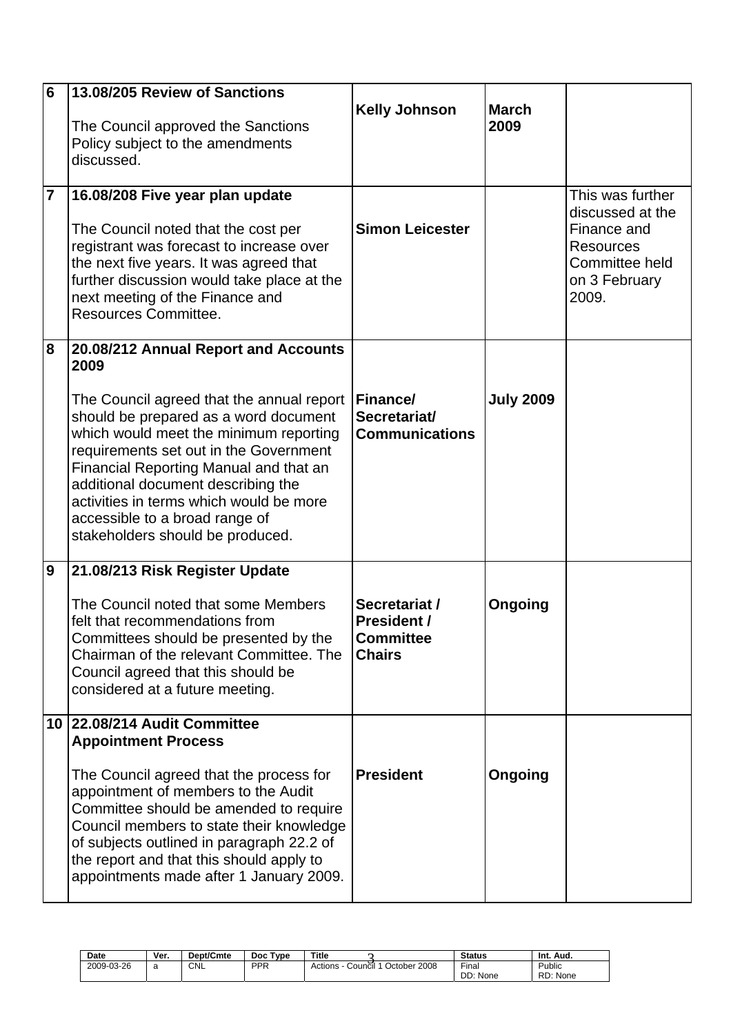| 6 | **13.08/205 Review of Sanctions**<br><br>The Council approved the Sanctions Policy subject to the amendments discussed. | **Kelly Johnson** | **March 2009** | |
|---|---|---|---|---|
| 7 | **16.08/208 Five year plan update**<br><br>The Council noted that the cost per registrant was forecast to increase over the next five years. It was agreed that further discussion would take place at the next meeting of the Finance and Resources Committee. | **Simon Leicester** | | This was further discussed at the Finance and Resources Committee held on 3 February 2009. |
| 8 | **20.08/212 Annual Report and Accounts 2009**<br><br>The Council agreed that the annual report should be prepared as a word document which would meet the minimum reporting requirements set out in the Government Financial Reporting Manual and that an additional document describing the activities in terms which would be more accessible to a broad range of stakeholders should be produced. | **Finance/ Secretariat/ Communications** | **July 2009** | |
| 9 | **21.08/213 Risk Register Update**<br><br>The Council noted that some Members felt that recommendations from Committees should be presented by the Chairman of the relevant Committee. The Council agreed that this should be considered at a future meeting. | **Secretariat / President / Committee Chairs** | **Ongoing** | |
| 10 | **22.08/214 Audit Committee Appointment Process**<br><br>The Council agreed that the process for appointment of members to the Audit Committee should be amended to require Council members to state their knowledge of subjects outlined in paragraph 22.2 of the report and that this should apply to appointments made after 1 January 2009. | **President** | **Ongoing** | |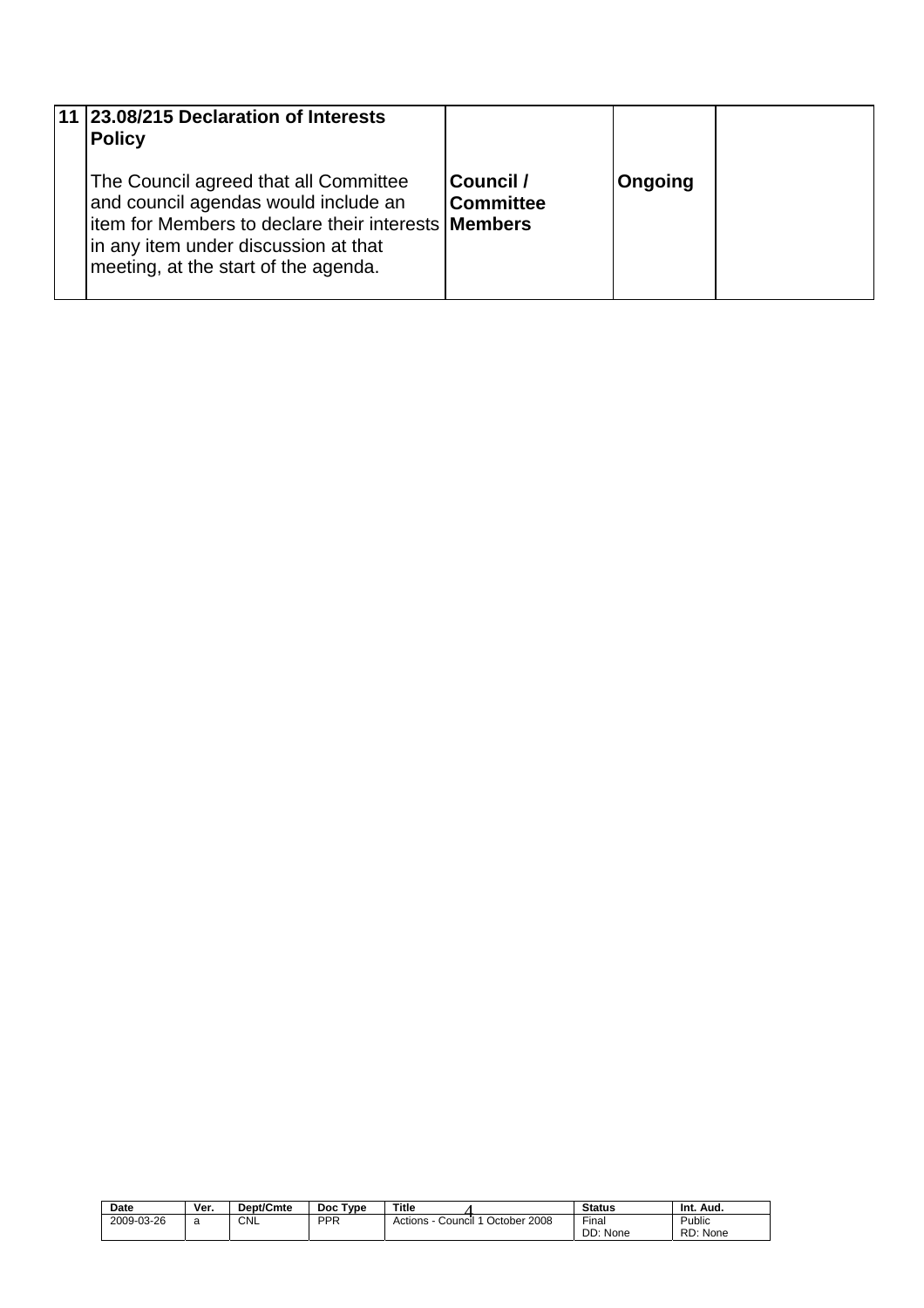| 11 | **23.08/215 Declaration of Interests Policy**<br><br>The Council agreed that all Committee and council agendas would include an item for Members to declare their interests in any item under discussion at that meeting, at the start of the agenda. | **Council / Committee Members** | **Ongoing** | |
|---|---|---|---|---|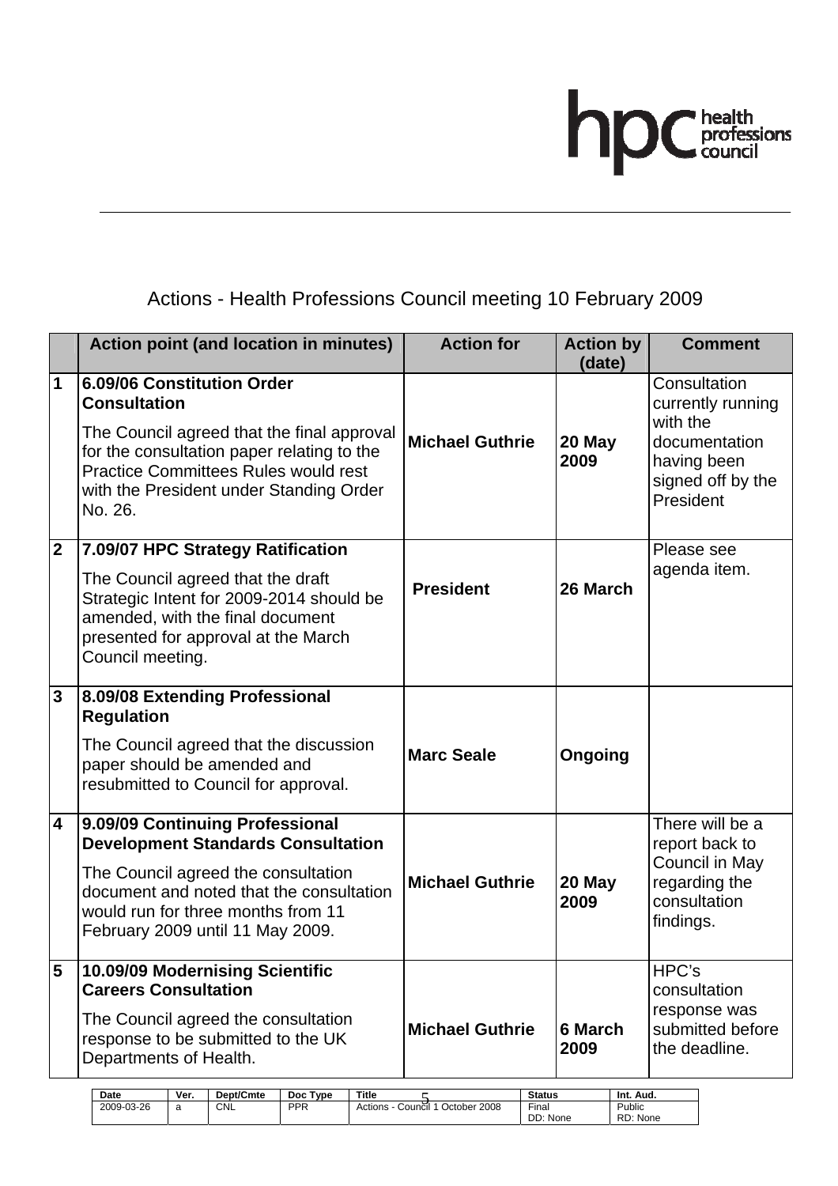# Actions - Health Professions Council meeting 10 February 2009

| | Action point (and location in minutes) | Action for | Action by (date) | Comment |
|---|---|---|---|---|
| 1 | **6.09/06 Constitution Order Consultation**<br><br>The Council agreed that the final approval for the consultation paper relating to the Practice Committees Rules would rest with the President under Standing Order No. 26. | **Michael Guthrie** | **20 May 2009** | Consultation currently running with the documentation having been signed off by the President |
| 2 | **7.09/07 HPC Strategy Ratification**<br><br>The Council agreed that the draft Strategic Intent for 2009-2014 should be amended, with the final document presented for approval at the March Council meeting. | **President** | **26 March** | Please see agenda item. |
| 3 | **8.09/08 Extending Professional Regulation**<br><br>The Council agreed that the discussion paper should be amended and resubmitted to Council for approval. | **Marc Seale** | **Ongoing** | |
| 4 | **9.09/09 Continuing Professional Development Standards Consultation**<br><br>The Council agreed the consultation document and noted that the consultation would run for three months from 11 February 2009 until 11 May 2009. | **Michael Guthrie** | **20 May 2009** | There will be a report back to Council in May regarding the consultation findings. |
| 5 | **10.09/09 Modernising Scientific Careers Consultation**<br><br>The Council agreed the consultation response to be submitted to the UK Departments of Health. | **Michael Guthrie** | **6 March 2009** | HPC's consultation response was submitted before the deadline. |

| Date | Ver. | Dept/Cmte | Doc Type | Title | Status | Int. Aud. |
|---|---|---|---|---|---|---|
| 2009-03-26 | a | CNL | PPR | Actions - Council 1 October 2008 | Final<br>DD: None | Public<br>RD: None |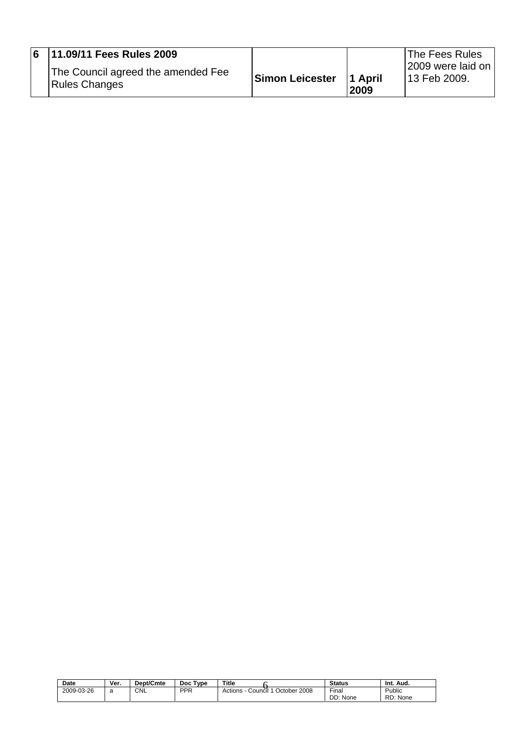| | | | | |
|---|---|---|---|---|
| **6** | **11.09/11 Fees Rules 2009**<br>The Council agreed the amended Fee Rules Changes | **Simon Leicester** | **1 April 2009** | The Fees Rules 2009 were laid on 13 Feb 2009. |